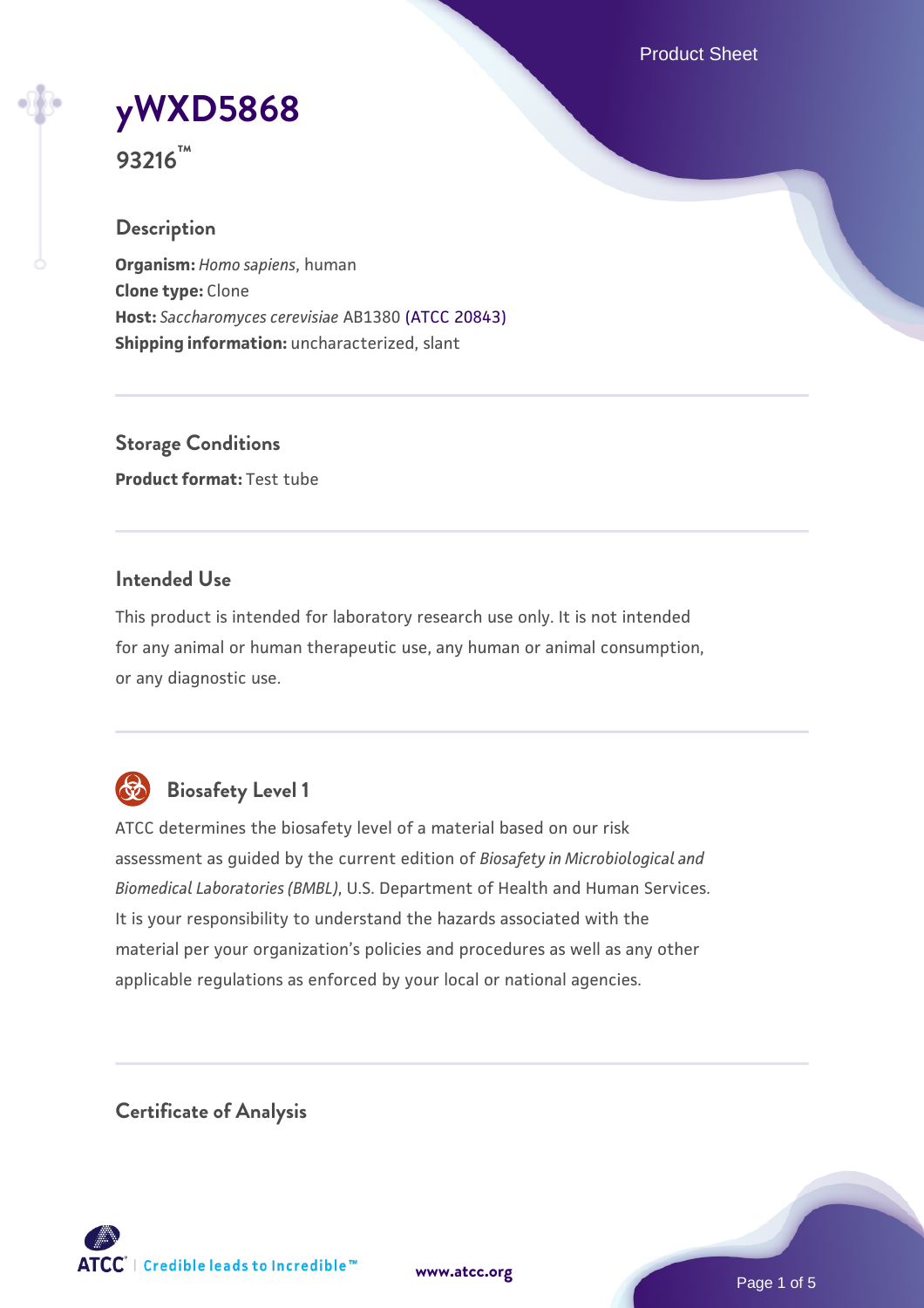# yWXD5868

**93216™**

## Description

**Organism:** *Homo sapiens*, human
**Clone type:** Clone
**Host:** *Saccharomyces cerevisiae* AB1380 (ATCC 20843)
**Shipping information:** uncharacterized, slant

## Storage Conditions

**Product format:** Test tube

## Intended Use

This product is intended for laboratory research use only. It is not intended for any animal or human therapeutic use, any human or animal consumption, or any diagnostic use.

## Biosafety Level 1

ATCC determines the biosafety level of a material based on our risk assessment as guided by the current edition of *Biosafety in Microbiological and Biomedical Laboratories (BMBL)*, U.S. Department of Health and Human Services. It is your responsibility to understand the hazards associated with the material per your organization's policies and procedures as well as any other applicable regulations as enforced by your local or national agencies.

## Certificate of Analysis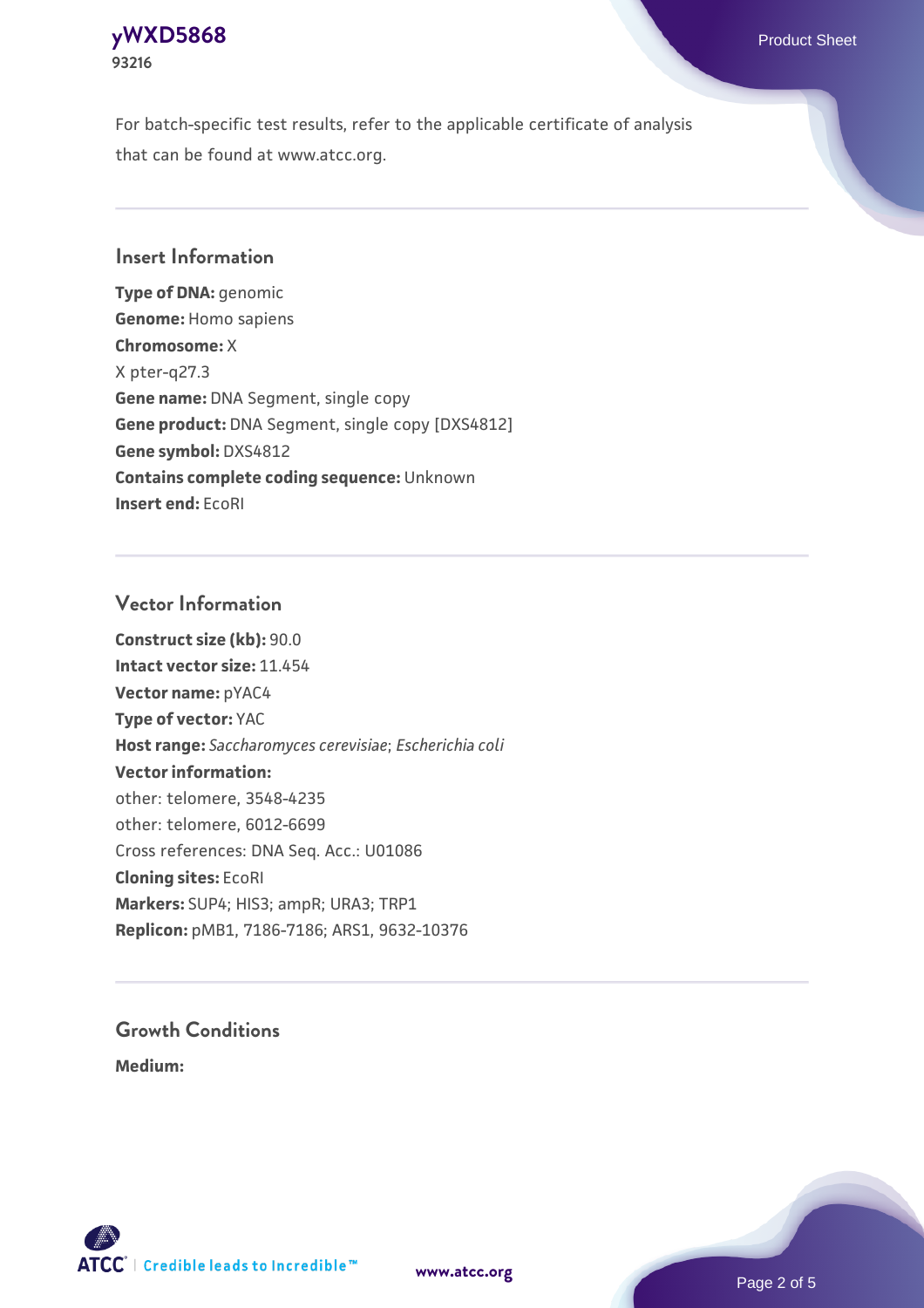For batch-specific test results, refer to the applicable certificate of analysis that can be found at www.atcc.org.

## Insert Information

**Type of DNA:** genomic
**Genome:** Homo sapiens
**Chromosome:** X
X pter-q27.3
**Gene name:** DNA Segment, single copy
**Gene product:** DNA Segment, single copy [DXS4812]
**Gene symbol:** DXS4812
**Contains complete coding sequence:** Unknown
**Insert end:** EcoRI

## Vector Information

**Construct size (kb):** 90.0
**Intact vector size:** 11.454
**Vector name:** pYAC4
**Type of vector:** YAC
**Host range:** *Saccharomyces cerevisiae*; *Escherichia coli*
**Vector information:**
other: telomere, 3548-4235
other: telomere, 6012-6699
Cross references: DNA Seq. Acc.: U01086
**Cloning sites:** EcoRI
**Markers:** SUP4; HIS3; ampR; URA3; TRP1
**Replicon:** pMB1, 7186-7186; ARS1, 9632-10376

## Growth Conditions

**Medium:**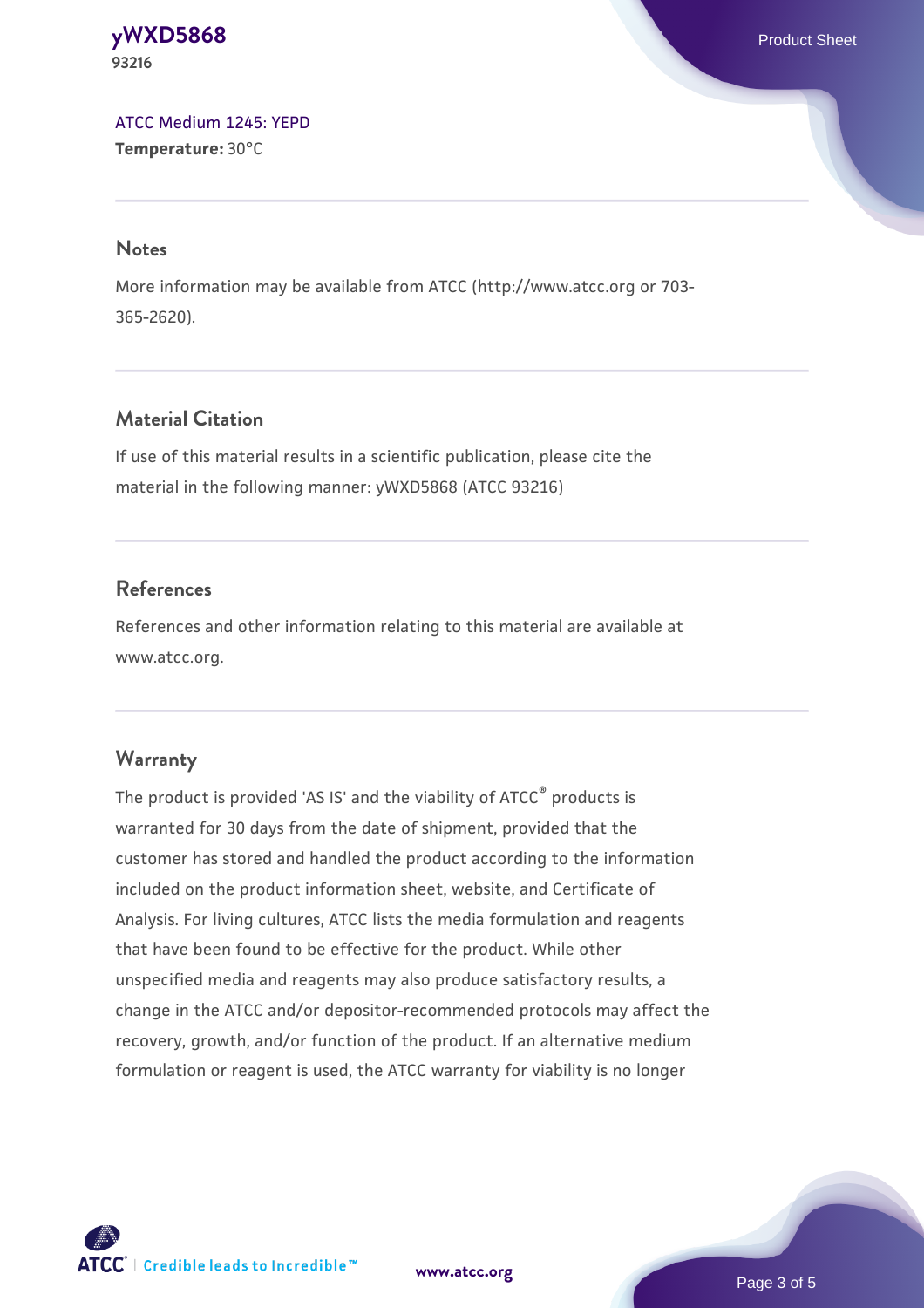[ATCC Medium 1245: YEPD](#)
**Temperature:** 30°C

## Notes

More information may be available from ATCC (http://www.atcc.org or 703-365-2620).

## Material Citation

If use of this material results in a scientific publication, please cite the material in the following manner: yWXD5868 (ATCC 93216)

## References

References and other information relating to this material are available at www.atcc.org.

## Warranty

The product is provided 'AS IS' and the viability of ATCC® products is warranted for 30 days from the date of shipment, provided that the customer has stored and handled the product according to the information included on the product information sheet, website, and Certificate of Analysis. For living cultures, ATCC lists the media formulation and reagents that have been found to be effective for the product. While other unspecified media and reagents may also produce satisfactory results, a change in the ATCC and/or depositor-recommended protocols may affect the recovery, growth, and/or function of the product. If an alternative medium formulation or reagent is used, the ATCC warranty for viability is no longer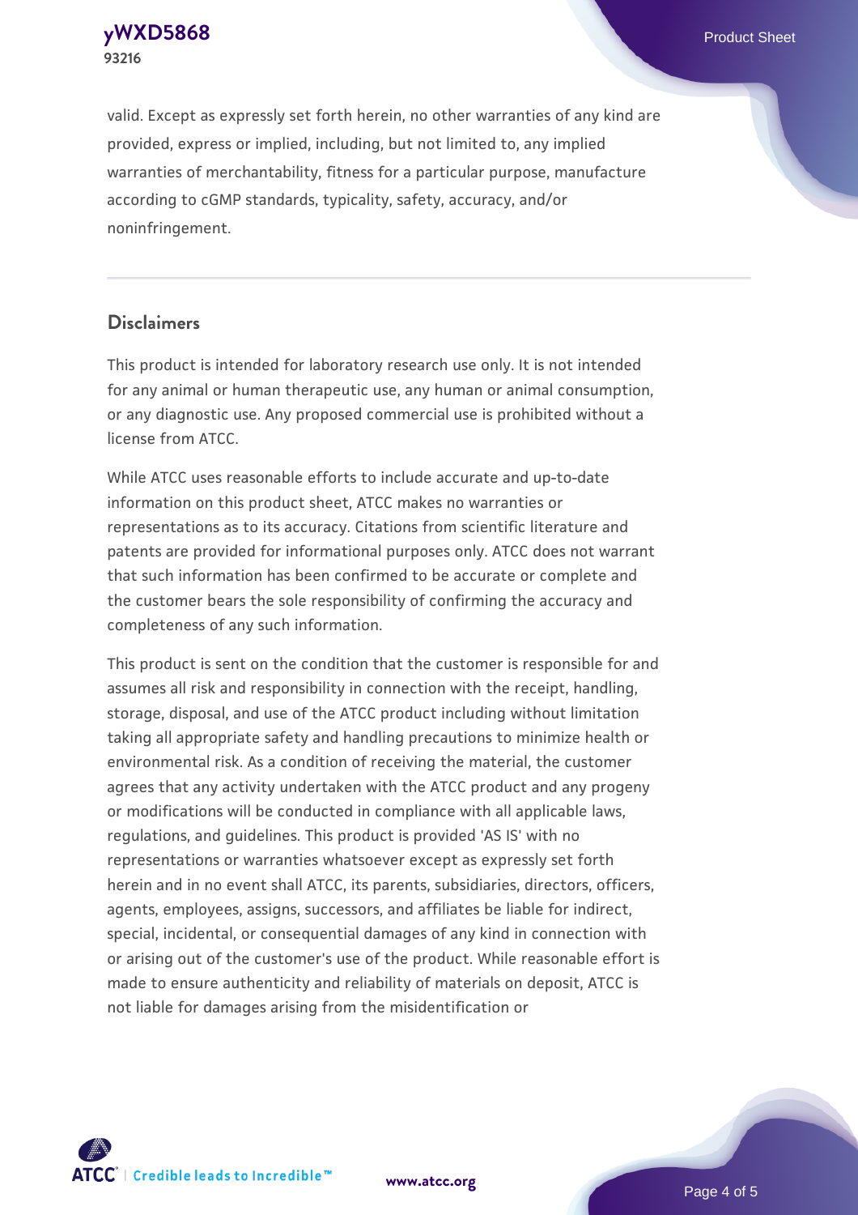valid. Except as expressly set forth herein, no other warranties of any kind are provided, express or implied, including, but not limited to, any implied warranties of merchantability, fitness for a particular purpose, manufacture according to cGMP standards, typicality, safety, accuracy, and/or noninfringement.

## Disclaimers

This product is intended for laboratory research use only. It is not intended for any animal or human therapeutic use, any human or animal consumption, or any diagnostic use. Any proposed commercial use is prohibited without a license from ATCC.

While ATCC uses reasonable efforts to include accurate and up-to-date information on this product sheet, ATCC makes no warranties or representations as to its accuracy. Citations from scientific literature and patents are provided for informational purposes only. ATCC does not warrant that such information has been confirmed to be accurate or complete and the customer bears the sole responsibility of confirming the accuracy and completeness of any such information.

This product is sent on the condition that the customer is responsible for and assumes all risk and responsibility in connection with the receipt, handling, storage, disposal, and use of the ATCC product including without limitation taking all appropriate safety and handling precautions to minimize health or environmental risk. As a condition of receiving the material, the customer agrees that any activity undertaken with the ATCC product and any progeny or modifications will be conducted in compliance with all applicable laws, regulations, and guidelines. This product is provided 'AS IS' with no representations or warranties whatsoever except as expressly set forth herein and in no event shall ATCC, its parents, subsidiaries, directors, officers, agents, employees, assigns, successors, and affiliates be liable for indirect, special, incidental, or consequential damages of any kind in connection with or arising out of the customer's use of the product. While reasonable effort is made to ensure authenticity and reliability of materials on deposit, ATCC is not liable for damages arising from the misidentification or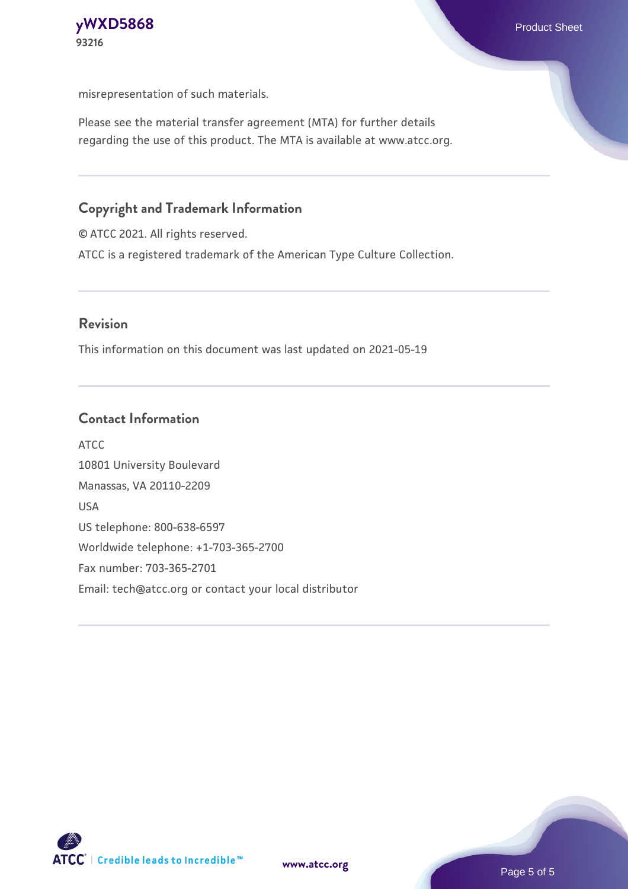misrepresentation of such materials.

Please see the material transfer agreement (MTA) for further details regarding the use of this product. The MTA is available at www.atcc.org.

## Copyright and Trademark Information

© ATCC 2021. All rights reserved.

ATCC is a registered trademark of the American Type Culture Collection.

## Revision

This information on this document was last updated on 2021-05-19

## Contact Information

ATCC
10801 University Boulevard
Manassas, VA 20110-2209
USA
US telephone: 800-638-6597
Worldwide telephone: +1-703-365-2700
Fax number: 703-365-2701
Email: tech@atcc.org or contact your local distributor